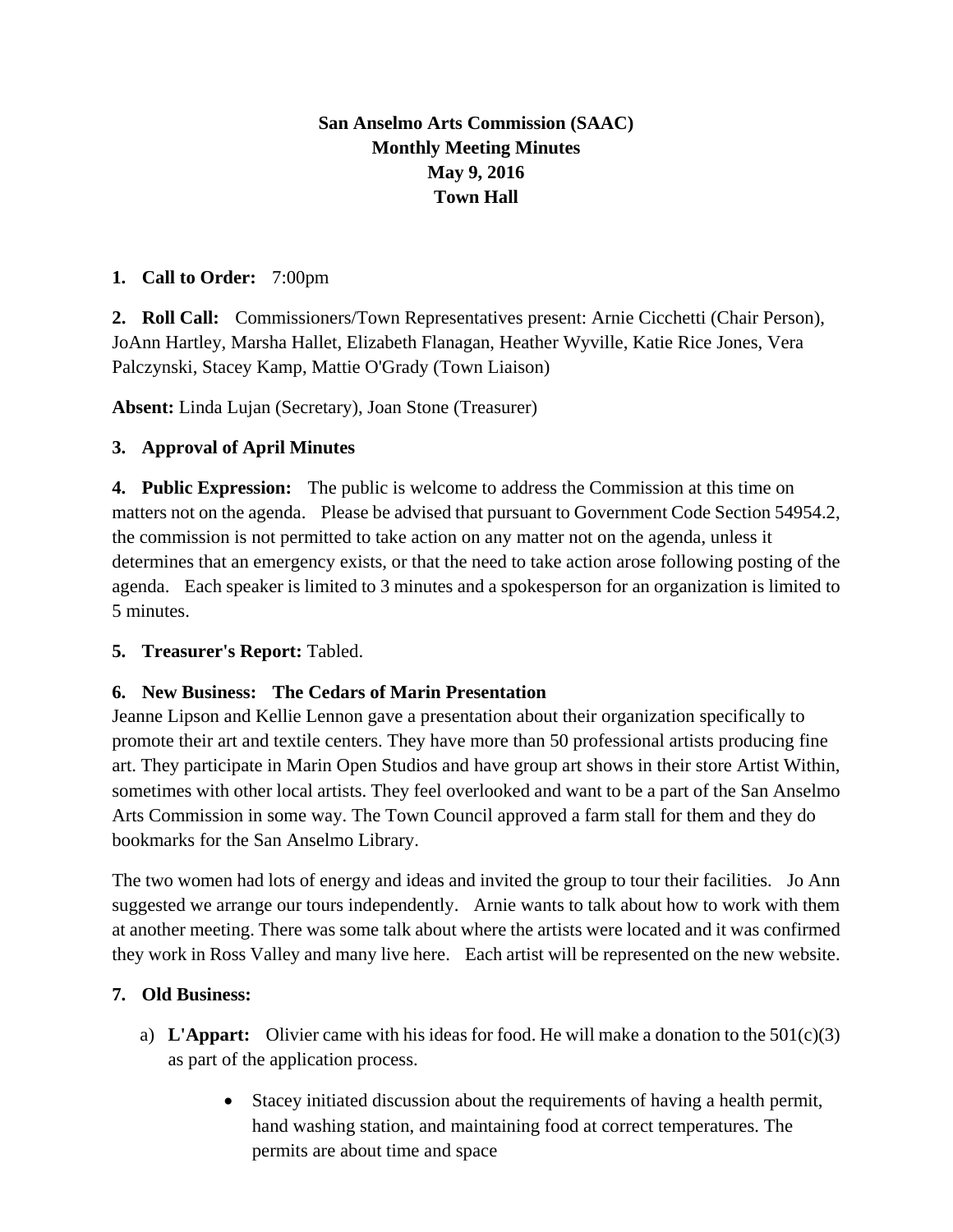**San Anselmo Arts Commission (SAAC)**
**Monthly Meeting Minutes**
**May 9, 2016**
**Town Hall**

**1. Call to Order:** 7:00pm

**2. Roll Call:** Commissioners/Town Representatives present: Arnie Cicchetti (Chair Person), JoAnn Hartley, Marsha Hallet, Elizabeth Flanagan, Heather Wyville, Katie Rice Jones, Vera Palczynski, Stacey Kamp, Mattie O'Grady (Town Liaison)

**Absent:** Linda Lujan (Secretary), Joan Stone (Treasurer)

**3. Approval of April Minutes**

**4. Public Expression:** The public is welcome to address the Commission at this time on matters not on the agenda. Please be advised that pursuant to Government Code Section 54954.2, the commission is not permitted to take action on any matter not on the agenda, unless it determines that an emergency exists, or that the need to take action arose following posting of the agenda. Each speaker is limited to 3 minutes and a spokesperson for an organization is limited to 5 minutes.

**5. Treasurer's Report:** Tabled.

**6. New Business: The Cedars of Marin Presentation**

Jeanne Lipson and Kellie Lennon gave a presentation about their organization specifically to promote their art and textile centers. They have more than 50 professional artists producing fine art. They participate in Marin Open Studios and have group art shows in their store Artist Within, sometimes with other local artists. They feel overlooked and want to be a part of the San Anselmo Arts Commission in some way. The Town Council approved a farm stall for them and they do bookmarks for the San Anselmo Library.

The two women had lots of energy and ideas and invited the group to tour their facilities. Jo Ann suggested we arrange our tours independently. Arnie wants to talk about how to work with them at another meeting. There was some talk about where the artists were located and it was confirmed they work in Ross Valley and many live here. Each artist will be represented on the new website.

**7. Old Business:**

a) **L'Appart:** Olivier came with his ideas for food. He will make a donation to the 501(c)(3) as part of the application process.

- Stacey initiated discussion about the requirements of having a health permit, hand washing station, and maintaining food at correct temperatures. The permits are about time and space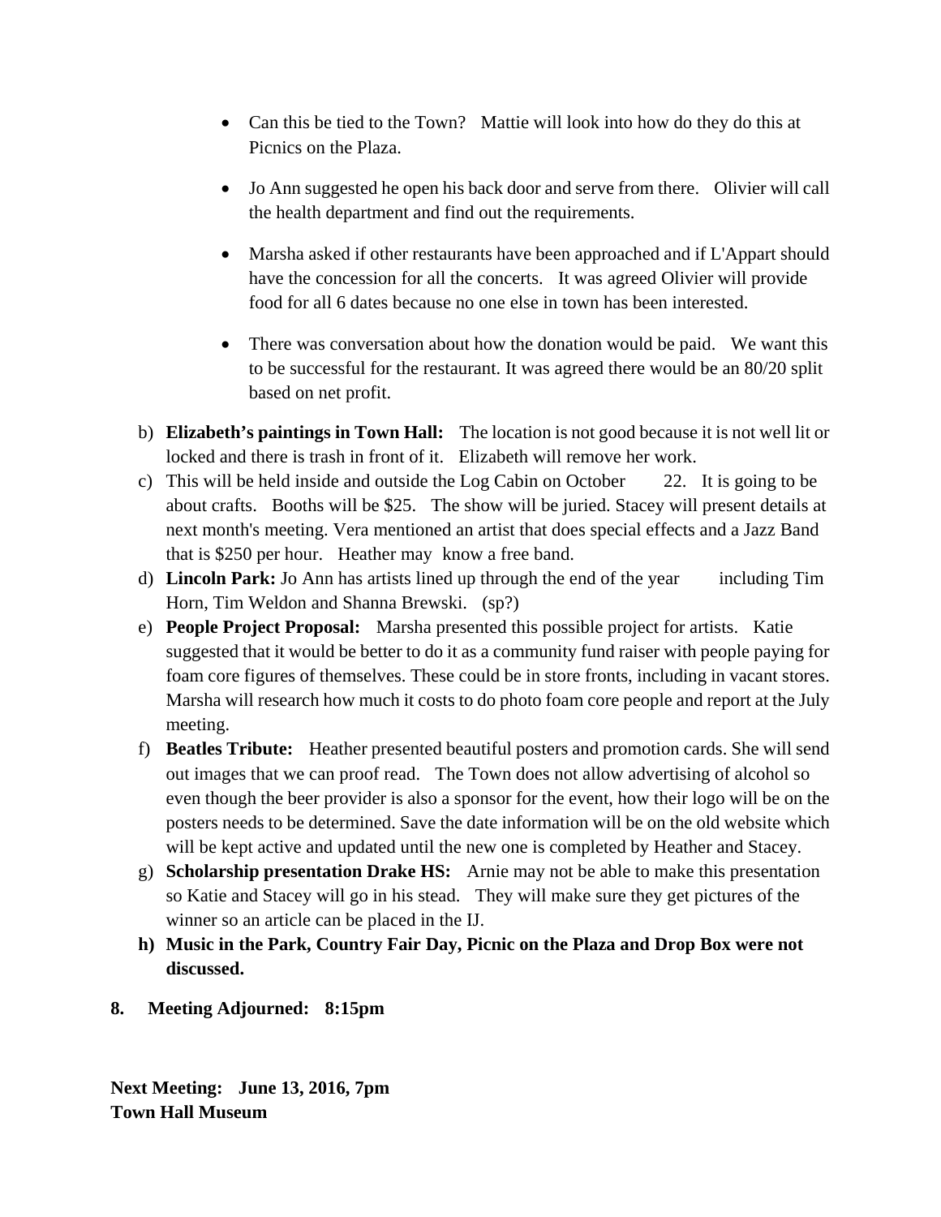- Can this be tied to the Town? Mattie will look into how do they do this at Picnics on the Plaza.
- Jo Ann suggested he open his back door and serve from there. Olivier will call the health department and find out the requirements.
- Marsha asked if other restaurants have been approached and if L'Appart should have the concession for all the concerts. It was agreed Olivier will provide food for all 6 dates because no one else in town has been interested.
- There was conversation about how the donation would be paid. We want this to be successful for the restaurant. It was agreed there would be an 80/20 split based on net profit.

b) **Elizabeth's paintings in Town Hall:** The location is not good because it is not well lit or locked and there is trash in front of it. Elizabeth will remove her work.

c) This will be held inside and outside the Log Cabin on October 22. It is going to be about crafts. Booths will be $25. The show will be juried. Stacey will present details at next month's meeting. Vera mentioned an artist that does special effects and a Jazz Band that is $250 per hour. Heather may know a free band.

d) **Lincoln Park:** Jo Ann has artists lined up through the end of the year including Tim Horn, Tim Weldon and Shanna Brewski. (sp?)

e) **People Project Proposal:** Marsha presented this possible project for artists. Katie suggested that it would be better to do it as a community fund raiser with people paying for foam core figures of themselves. These could be in store fronts, including in vacant stores. Marsha will research how much it costs to do photo foam core people and report at the July meeting.

f) **Beatles Tribute:** Heather presented beautiful posters and promotion cards. She will send out images that we can proof read. The Town does not allow advertising of alcohol so even though the beer provider is also a sponsor for the event, how their logo will be on the posters needs to be determined. Save the date information will be on the old website which will be kept active and updated until the new one is completed by Heather and Stacey.

g) **Scholarship presentation Drake HS:** Arnie may not be able to make this presentation so Katie and Stacey will go in his stead. They will make sure they get pictures of the winner so an article can be placed in the IJ.

h) **Music in the Park, Country Fair Day, Picnic on the Plaza and Drop Box were not discussed.**

**8. Meeting Adjourned: 8:15pm**

**Next Meeting: June 13, 2016, 7pm**
**Town Hall Museum**